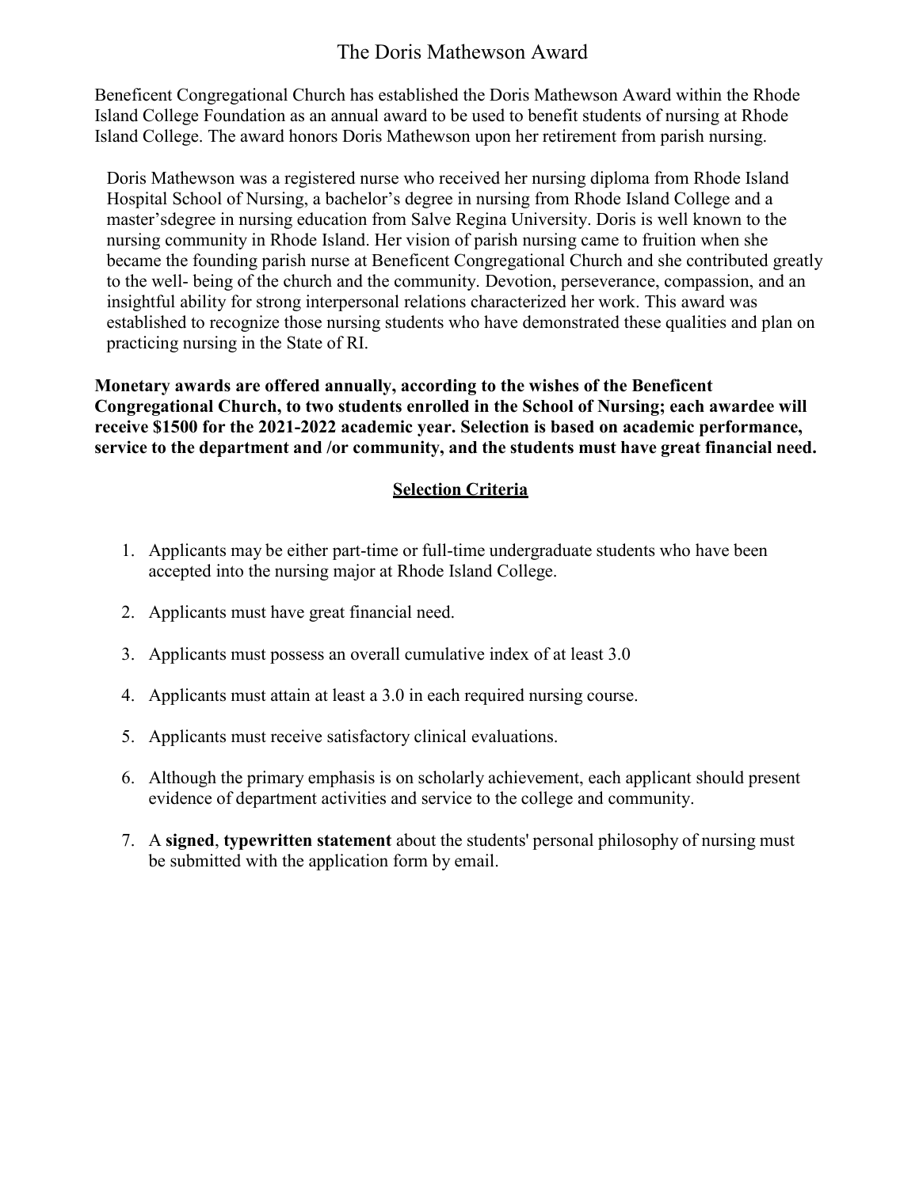# The Doris Mathewson Award

Beneficent Congregational Church has established the Doris Mathewson Award within the Rhode Island College Foundation as an annual award to be used to benefit students of nursing at Rhode Island College. The award honors Doris Mathewson upon her retirement from parish nursing.

Doris Mathewson was a registered nurse who received her nursing diploma from Rhode Island Hospital School of Nursing, a bachelor's degree in nursing from Rhode Island College and a master'sdegree in nursing education from Salve Regina University. Doris is well known to the nursing community in Rhode Island. Her vision of parish nursing came to fruition when she became the founding parish nurse at Beneficent Congregational Church and she contributed greatly to the well- being of the church and the community. Devotion, perseverance, compassion, and an insightful ability for strong interpersonal relations characterized her work. This award was established to recognize those nursing students who have demonstrated these qualities and plan on practicing nursing in the State of RI.

**Monetary awards are offered annually, according to the wishes of the Beneficent Congregational Church, to two students enrolled in the School of Nursing; each awardee will receive $1500 for the 2021-2022 academic year. Selection is based on academic performance, service to the department and /or community, and the students must have great financial need.**

## Selection Criteria

1. Applicants may be either part-time or full-time undergraduate students who have been accepted into the nursing major at Rhode Island College.
2. Applicants must have great financial need.
3. Applicants must possess an overall cumulative index of at least 3.0
4. Applicants must attain at least a 3.0 in each required nursing course.
5. Applicants must receive satisfactory clinical evaluations.
6. Although the primary emphasis is on scholarly achievement, each applicant should present evidence of department activities and service to the college and community.
7. A **signed**, **typewritten statement** about the students' personal philosophy of nursing must be submitted with the application form by email.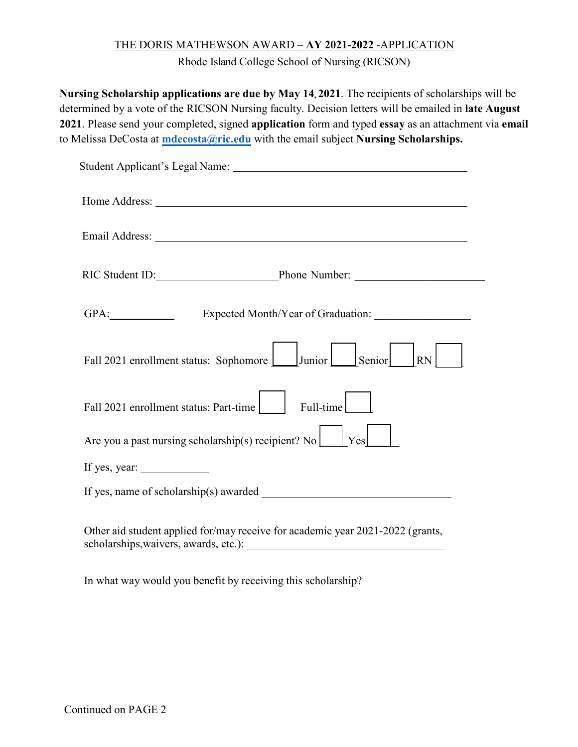THE DORIS MATHEWSON AWARD – **AY 2021-2022** -APPLICATION

Rhode Island College School of Nursing (RICSON)

**Nursing Scholarship applications are due by May 14, 2021**. The recipients of scholarships will be determined by a vote of the RICSON Nursing faculty. Decision letters will be emailed in **late August 2021**. Please send your completed, signed **application** form and typed **essay** as an attachment via **email** to Melissa DeCosta at **mdecosta@ric.edu** with the email subject **Nursing Scholarships.**

Student Applicant's Legal Name: ______________________________

Home Address: ______________________________

Email Address: ______________________________

RIC Student ID: ____________ Phone Number: ____________

GPA: ________ Expected Month/Year of Graduation: ____________

Fall 2021 enrollment status: Sophomore ☐ Junior ☐ Senior ☐ RN ☐

Fall 2021 enrollment status: Part-time ☐ Full-time ☐

Are you a past nursing scholarship(s) recipient? No ☐ Yes ☐

If yes, year: ________

If yes, name of scholarship(s) awarded ______________________________

Other aid student applied for/may receive for academic year 2021-2022 (grants, scholarships,waivers, awards, etc.): ______________________________

In what way would you benefit by receiving this scholarship?

Continued on PAGE 2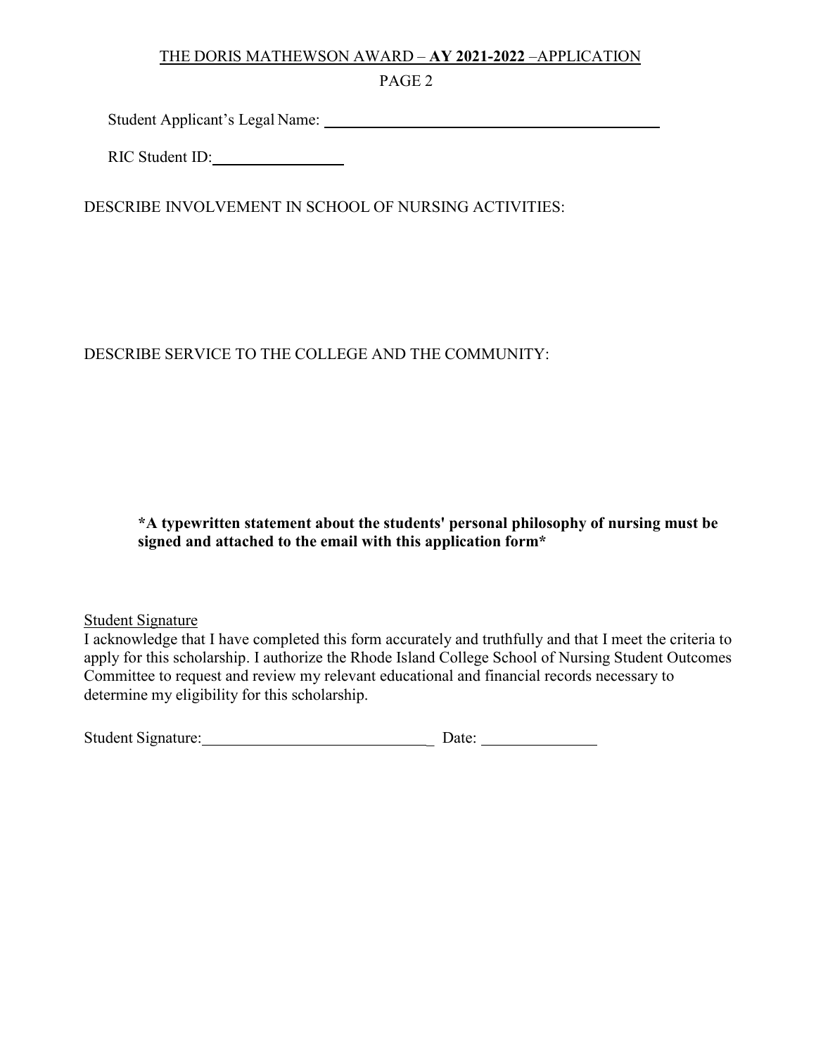THE DORIS MATHEWSON AWARD – **AY 2021-2022** –APPLICATION

PAGE 2

Student Applicant's Legal Name: ____________________________________________

RIC Student ID: _________________

DESCRIBE INVOLVEMENT IN SCHOOL OF NURSING ACTIVITIES:

DESCRIBE SERVICE TO THE COLLEGE AND THE COMMUNITY:

**\*A typewritten statement about the students' personal philosophy of nursing must be signed and attached to the email with this application form\***

Student Signature

I acknowledge that I have completed this form accurately and truthfully and that I meet the criteria to apply for this scholarship. I authorize the Rhode Island College School of Nursing Student Outcomes Committee to request and review my relevant educational and financial records necessary to determine my eligibility for this scholarship.

Student Signature: _____________________________ Date: _______________